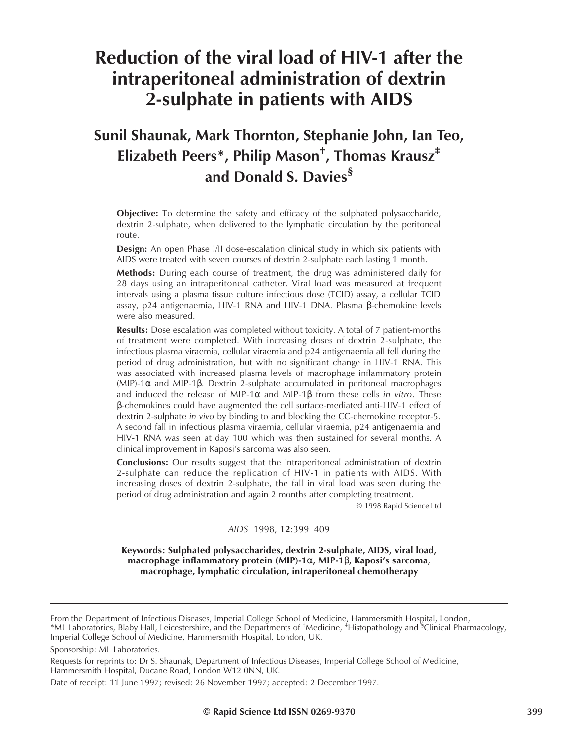# Reduction of the viral load of HIV-1 after the intraperitoneal administration of dextrin 2-sulphate in patients with AIDS

## Sunil Shaunak, Mark Thornton, Stephanie John, Ian Teo, Elizabeth Peers*, Philip Mason†, Thomas Krausz‡ and Donald S. Davies§

**Objective:** To determine the safety and efficacy of the sulphated polysaccharide, dextrin 2-sulphate, when delivered to the lymphatic circulation by the peritoneal route.

**Design:** An open Phase I/II dose-escalation clinical study in which six patients with AIDS were treated with seven courses of dextrin 2-sulphate each lasting 1 month.

**Methods:** During each course of treatment, the drug was administered daily for 28 days using an intraperitoneal catheter. Viral load was measured at frequent intervals using a plasma tissue culture infectious dose (TCID) assay, a cellular TCID assay, p24 antigenaemia, HIV-1 RNA and HIV-1 DNA. Plasma β-chemokine levels were also measured.

**Results:** Dose escalation was completed without toxicity. A total of 7 patient-months of treatment were completed. With increasing doses of dextrin 2-sulphate, the infectious plasma viraemia, cellular viraemia and p24 antigenaemia all fell during the period of drug administration, but with no significant change in HIV-1 RNA. This was associated with increased plasma levels of macrophage inflammatory protein (MIP)-1α and MIP-1β. Dextrin 2-sulphate accumulated in peritoneal macrophages and induced the release of MIP-1α and MIP-1β from these cells *in vitro*. These β-chemokines could have augmented the cell surface-mediated anti-HIV-1 effect of dextrin 2-sulphate *in vivo* by binding to and blocking the CC-chemokine receptor-5. A second fall in infectious plasma viraemia, cellular viraemia, p24 antigenaemia and HIV-1 RNA was seen at day 100 which was then sustained for several months. A clinical improvement in Kaposi's sarcoma was also seen.

**Conclusions:** Our results suggest that the intraperitoneal administration of dextrin 2-sulphate can reduce the replication of HIV-1 in patients with AIDS. With increasing doses of dextrin 2-sulphate, the fall in viral load was seen during the period of drug administration and again 2 months after completing treatment.

© 1998 Rapid Science Ltd

*AIDS* 1998, **12**:399–409

**Keywords: Sulphated polysaccharides, dextrin 2-sulphate, AIDS, viral load, macrophage inflammatory protein (MIP)-1α, MIP-1β, Kaposi's sarcoma, macrophage, lymphatic circulation, intraperitoneal chemotherapy**

---

From the Department of Infectious Diseases, Imperial College School of Medicine, Hammersmith Hospital, London, *ML Laboratories, Blaby Hall, Leicestershire, and the Departments of †Medicine, ‡Histopathology and §Clinical Pharmacology, Imperial College School of Medicine, Hammersmith Hospital, London, UK.

Sponsorship: ML Laboratories.

Requests for reprints to: Dr S. Shaunak, Department of Infectious Diseases, Imperial College School of Medicine, Hammersmith Hospital, Ducane Road, London W12 0NN, UK.

Date of receipt: 11 June 1997; revised: 26 November 1997; accepted: 2 December 1997.

© Rapid Science Ltd ISSN 0269-9370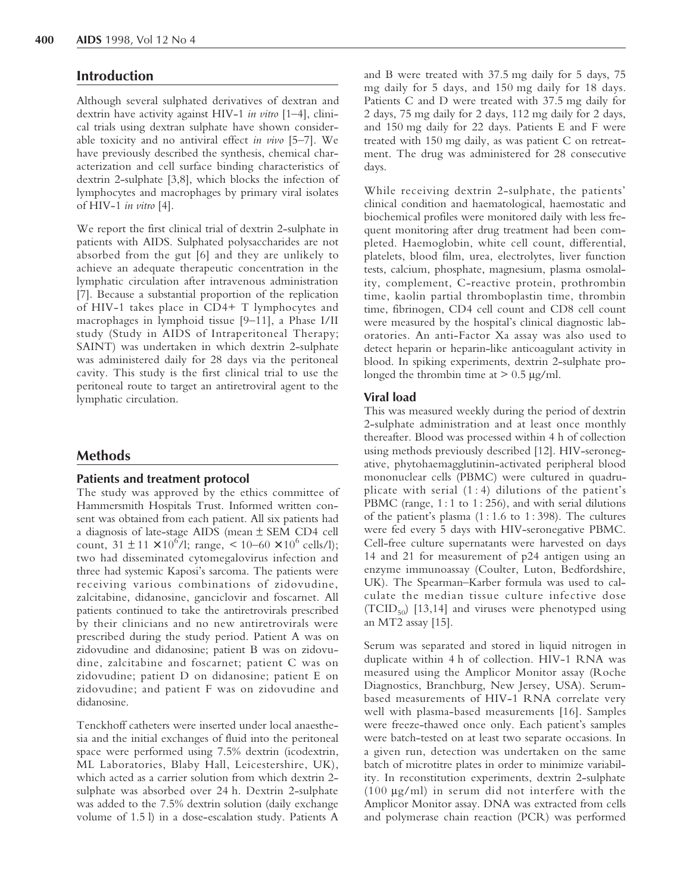## Introduction

Although several sulphated derivatives of dextran and dextrin have activity against HIV-1 *in vitro* [1–4], clinical trials using dextran sulphate have shown considerable toxicity and no antiviral effect *in vivo* [5–7]. We have previously described the synthesis, chemical characterization and cell surface binding characteristics of dextrin 2-sulphate [3,8], which blocks the infection of lymphocytes and macrophages by primary viral isolates of HIV-1 *in vitro* [4].

We report the first clinical trial of dextrin 2-sulphate in patients with AIDS. Sulphated polysaccharides are not absorbed from the gut [6] and they are unlikely to achieve an adequate therapeutic concentration in the lymphatic circulation after intravenous administration [7]. Because a substantial proportion of the replication of HIV-1 takes place in CD4+ T lymphocytes and macrophages in lymphoid tissue [9–11], a Phase I/II study (Study in AIDS of Intraperitoneal Therapy; SAINT) was undertaken in which dextrin 2-sulphate was administered daily for 28 days via the peritoneal cavity. This study is the first clinical trial to use the peritoneal route to target an antiretroviral agent to the lymphatic circulation.

## Methods

### Patients and treatment protocol

The study was approved by the ethics committee of Hammersmith Hospitals Trust. Informed written consent was obtained from each patient. All six patients had a diagnosis of late-stage AIDS (mean ± SEM CD4 cell count, $31 \pm 11 \times 10^6$/l; range, $< 10–60 \times 10^6$ cells/l); two had disseminated cytomegalovirus infection and three had systemic Kaposi's sarcoma. The patients were receiving various combinations of zidovudine, zalcitabine, didanosine, ganciclovir and foscarnet. All patients continued to take the antiretrovirals prescribed by their clinicians and no new antiretrovirals were prescribed during the study period. Patient A was on zidovudine and didanosine; patient B was on zidovudine, zalcitabine and foscarnet; patient C was on zidovudine; patient D on didanosine; patient E on zidovudine; and patient F was on zidovudine and didanosine.

Tenckhoff catheters were inserted under local anaesthesia and the initial exchanges of fluid into the peritoneal space were performed using 7.5% dextrin (icodextrin, ML Laboratories, Blaby Hall, Leicestershire, UK), which acted as a carrier solution from which dextrin 2-sulphate was absorbed over 24 h. Dextrin 2-sulphate was added to the 7.5% dextrin solution (daily exchange volume of 1.5 l) in a dose-escalation study. Patients A and B were treated with 37.5 mg daily for 5 days, 75 mg daily for 5 days, and 150 mg daily for 18 days. Patients C and D were treated with 37.5 mg daily for 2 days, 75 mg daily for 2 days, 112 mg daily for 2 days, and 150 mg daily for 22 days. Patients E and F were treated with 150 mg daily, as was patient C on retreatment. The drug was administered for 28 consecutive days.

While receiving dextrin 2-sulphate, the patients' clinical condition and haematological, haemostatic and biochemical profiles were monitored daily with less frequent monitoring after drug treatment had been completed. Haemoglobin, white cell count, differential, platelets, blood film, urea, electrolytes, liver function tests, calcium, phosphate, magnesium, plasma osmolality, complement, C-reactive protein, prothrombin time, kaolin partial thromboplastin time, thrombin time, fibrinogen, CD4 cell count and CD8 cell count were measured by the hospital's clinical diagnostic laboratories. An anti-Factor Xa assay was also used to detect heparin or heparin-like anticoagulant activity in blood. In spiking experiments, dextrin 2-sulphate prolonged the thrombin time at > 0.5 μg/ml.

### Viral load

This was measured weekly during the period of dextrin 2-sulphate administration and at least once monthly thereafter. Blood was processed within 4 h of collection using methods previously described [12]. HIV-seronegative, phytohaemagglutinin-activated peripheral blood mononuclear cells (PBMC) were cultured in quadruplicate with serial (1 : 4) dilutions of the patient's PBMC (range, 1 : 1 to 1 : 256), and with serial dilutions of the patient's plasma (1 : 1.6 to 1 : 398). The cultures were fed every 5 days with HIV-seronegative PBMC. Cell-free culture supernatants were harvested on days 14 and 21 for measurement of p24 antigen using an enzyme immunoassay (Coulter, Luton, Bedfordshire, UK). The Spearman–Karber formula was used to calculate the median tissue culture infective dose ($TCID_{50}$) [13,14] and viruses were phenotyped using an MT2 assay [15].

Serum was separated and stored in liquid nitrogen in duplicate within 4 h of collection. HIV-1 RNA was measured using the Amplicor Monitor assay (Roche Diagnostics, Branchburg, New Jersey, USA). Serum-based measurements of HIV-1 RNA correlate very well with plasma-based measurements [16]. Samples were freeze-thawed once only. Each patient's samples were batch-tested on at least two separate occasions. In a given run, detection was undertaken on the same batch of microtitre plates in order to minimize variability. In reconstitution experiments, dextrin 2-sulphate (100 μg/ml) in serum did not interfere with the Amplicor Monitor assay. DNA was extracted from cells and polymerase chain reaction (PCR) was performed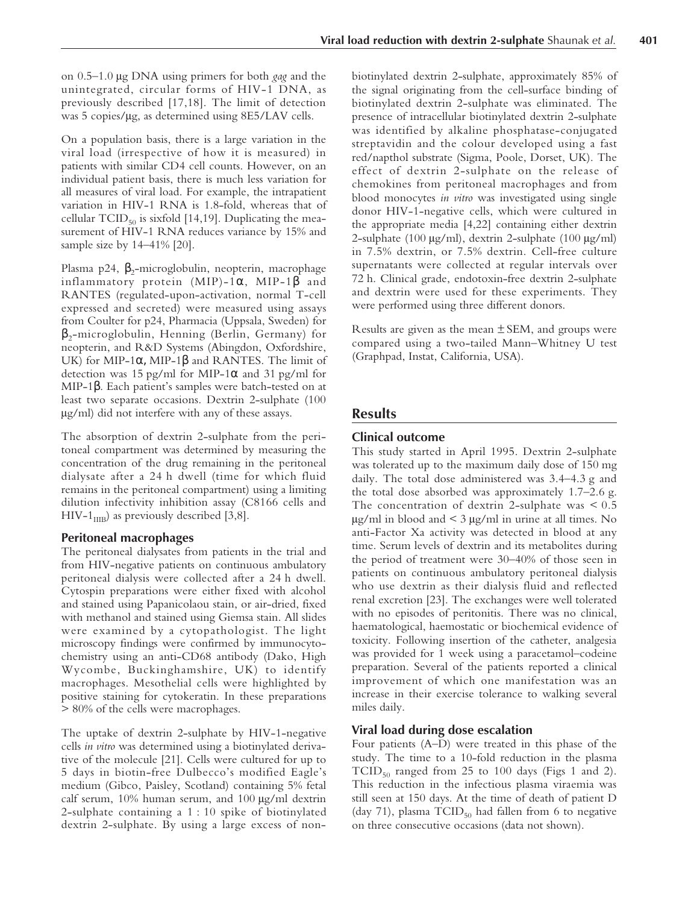on 0.5–1.0 μg DNA using primers for both *gag* and the unintegrated, circular forms of HIV-1 DNA, as previously described [17,18]. The limit of detection was 5 copies/μg, as determined using 8E5/LAV cells.

On a population basis, there is a large variation in the viral load (irrespective of how it is measured) in patients with similar CD4 cell counts. However, on an individual patient basis, there is much less variation for all measures of viral load. For example, the intrapatient variation in HIV-1 RNA is 1.8-fold, whereas that of cellular $TCID_{50}$ is sixfold [14,19]. Duplicating the measurement of HIV-1 RNA reduces variance by 15% and sample size by 14–41% [20].

Plasma p24, $\beta_2$-microglobulin, neopterin, macrophage inflammatory protein (MIP)-1$\alpha$, MIP-1$\beta$ and RANTES (regulated-upon-activation, normal T-cell expressed and secreted) were measured using assays from Coulter for p24, Pharmacia (Uppsala, Sweden) for $\beta_2$-microglobulin, Henning (Berlin, Germany) for neopterin, and R&D Systems (Abingdon, Oxfordshire, UK) for MIP-1$\alpha$, MIP-1$\beta$ and RANTES. The limit of detection was 15 pg/ml for MIP-1$\alpha$ and 31 pg/ml for MIP-1$\beta$. Each patient's samples were batch-tested on at least two separate occasions. Dextrin 2-sulphate (100 μg/ml) did not interfere with any of these assays.

The absorption of dextrin 2-sulphate from the peritoneal compartment was determined by measuring the concentration of the drug remaining in the peritoneal dialysate after a 24 h dwell (time for which fluid remains in the peritoneal compartment) using a limiting dilution infectivity inhibition assay (C8166 cells and $HIV\text{-}1_{IIIB}$) as previously described [3,8].

### Peritoneal macrophages

The peritoneal dialysates from patients in the trial and from HIV-negative patients on continuous ambulatory peritoneal dialysis were collected after a 24 h dwell. Cytospin preparations were either fixed with alcohol and stained using Papanicolaou stain, or air-dried, fixed with methanol and stained using Giemsa stain. All slides were examined by a cytopathologist. The light microscopy findings were confirmed by immunocytochemistry using an anti-CD68 antibody (Dako, High Wycombe, Buckinghamshire, UK) to identify macrophages. Mesothelial cells were highlighted by positive staining for cytokeratin. In these preparations > 80% of the cells were macrophages.

The uptake of dextrin 2-sulphate by HIV-1-negative cells *in vitro* was determined using a biotinylated derivative of the molecule [21]. Cells were cultured for up to 5 days in biotin-free Dulbecco's modified Eagle's medium (Gibco, Paisley, Scotland) containing 5% fetal calf serum, 10% human serum, and 100 μg/ml dextrin 2-sulphate containing a 1 : 10 spike of biotinylated dextrin 2-sulphate. By using a large excess of non-biotinylated dextrin 2-sulphate, approximately 85% of the signal originating from the cell-surface binding of biotinylated dextrin 2-sulphate was eliminated. The presence of intracellular biotinylated dextrin 2-sulphate was identified by alkaline phosphatase-conjugated streptavidin and the colour developed using a fast red/napthol substrate (Sigma, Poole, Dorset, UK). The effect of dextrin 2-sulphate on the release of chemokines from peritoneal macrophages and from blood monocytes *in vitro* was investigated using single donor HIV-1-negative cells, which were cultured in the appropriate media [4,22] containing either dextrin 2-sulphate (100 μg/ml), dextrin 2-sulphate (100 μg/ml) in 7.5% dextrin, or 7.5% dextrin. Cell-free culture supernatants were collected at regular intervals over 72 h. Clinical grade, endotoxin-free dextrin 2-sulphate and dextrin were used for these experiments. They were performed using three different donors.

Results are given as the mean ± SEM, and groups were compared using a two-tailed Mann–Whitney U test (Graphpad, Instat, California, USA).

## Results

### Clinical outcome

This study started in April 1995. Dextrin 2-sulphate was tolerated up to the maximum daily dose of 150 mg daily. The total dose administered was 3.4–4.3 g and the total dose absorbed was approximately 1.7–2.6 g. The concentration of dextrin 2-sulphate was < 0.5 μg/ml in blood and < 3 μg/ml in urine at all times. No anti-Factor Xa activity was detected in blood at any time. Serum levels of dextrin and its metabolites during the period of treatment were 30–40% of those seen in patients on continuous ambulatory peritoneal dialysis who use dextrin as their dialysis fluid and reflected renal excretion [23]. The exchanges were well tolerated with no episodes of peritonitis. There was no clinical, haematological, haemostatic or biochemical evidence of toxicity. Following insertion of the catheter, analgesia was provided for 1 week using a paracetamol–codeine preparation. Several of the patients reported a clinical improvement of which one manifestation was an increase in their exercise tolerance to walking several miles daily.

### Viral load during dose escalation

Four patients (A–D) were treated in this phase of the study. The time to a 10-fold reduction in the plasma $TCID_{50}$ ranged from 25 to 100 days (Figs 1 and 2). This reduction in the infectious plasma viraemia was still seen at 150 days. At the time of death of patient D (day 71), plasma $TCID_{50}$ had fallen from 6 to negative on three consecutive occasions (data not shown).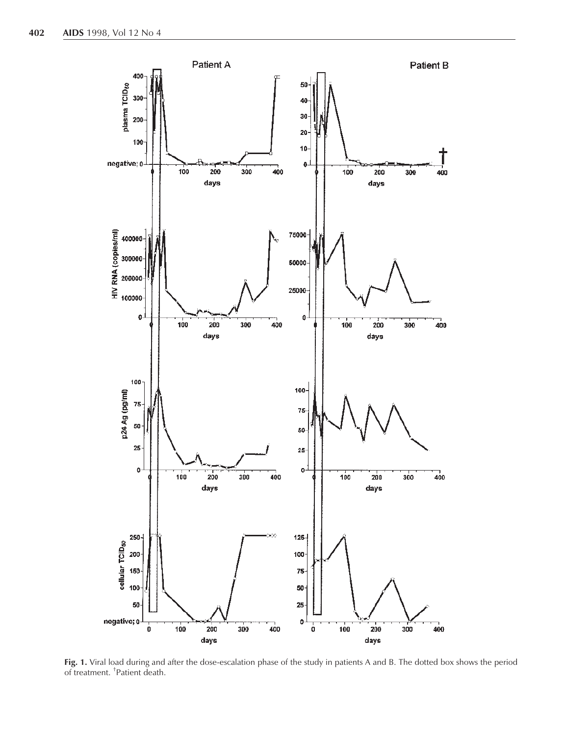**Fig. 1.** Viral load during and after the dose-escalation phase of the study in patients A and B. The dotted box shows the period of treatment. [†]Patient death.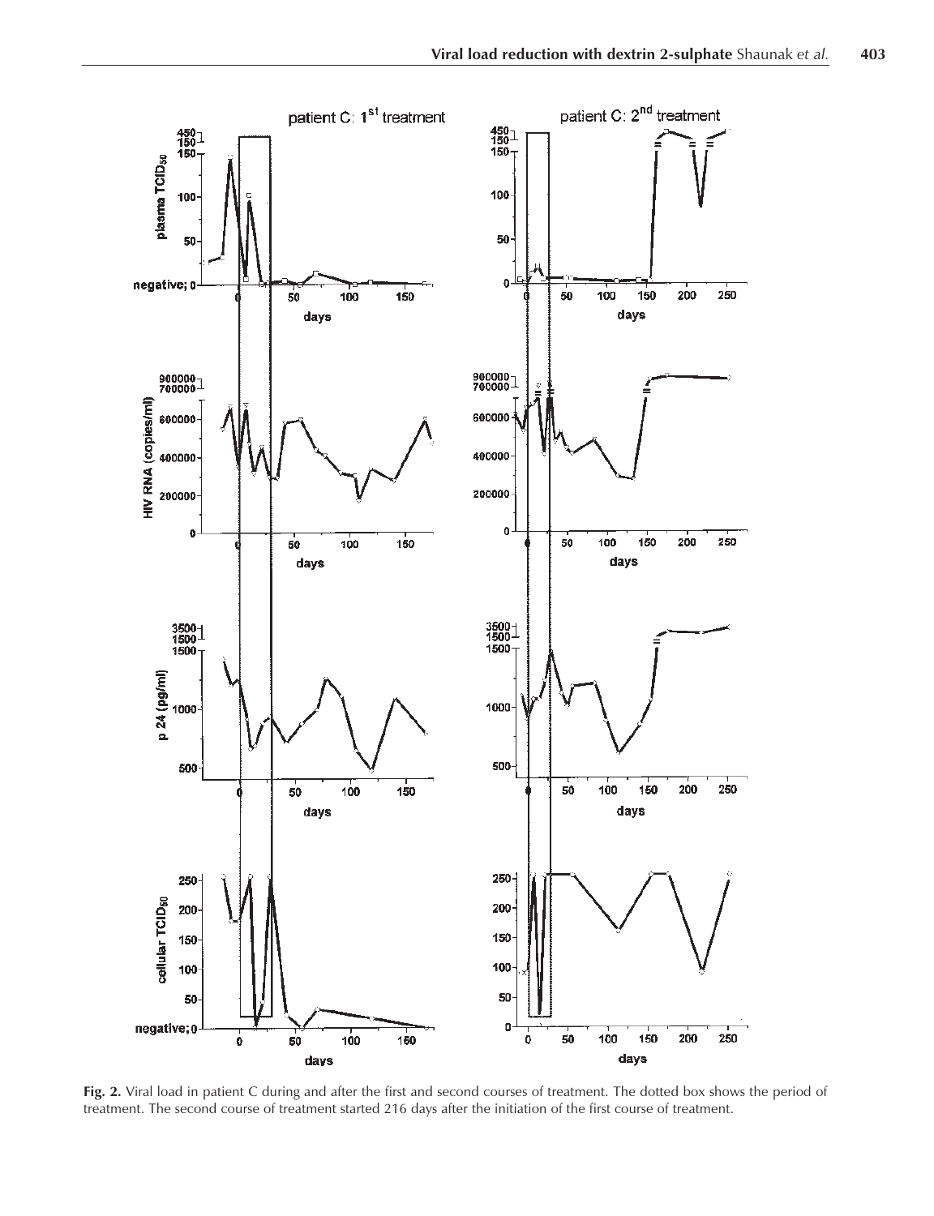**Fig. 2.** Viral load in patient C during and after the first and second courses of treatment. The dotted box shows the period of treatment. The second course of treatment started 216 days after the initiation of the first course of treatment.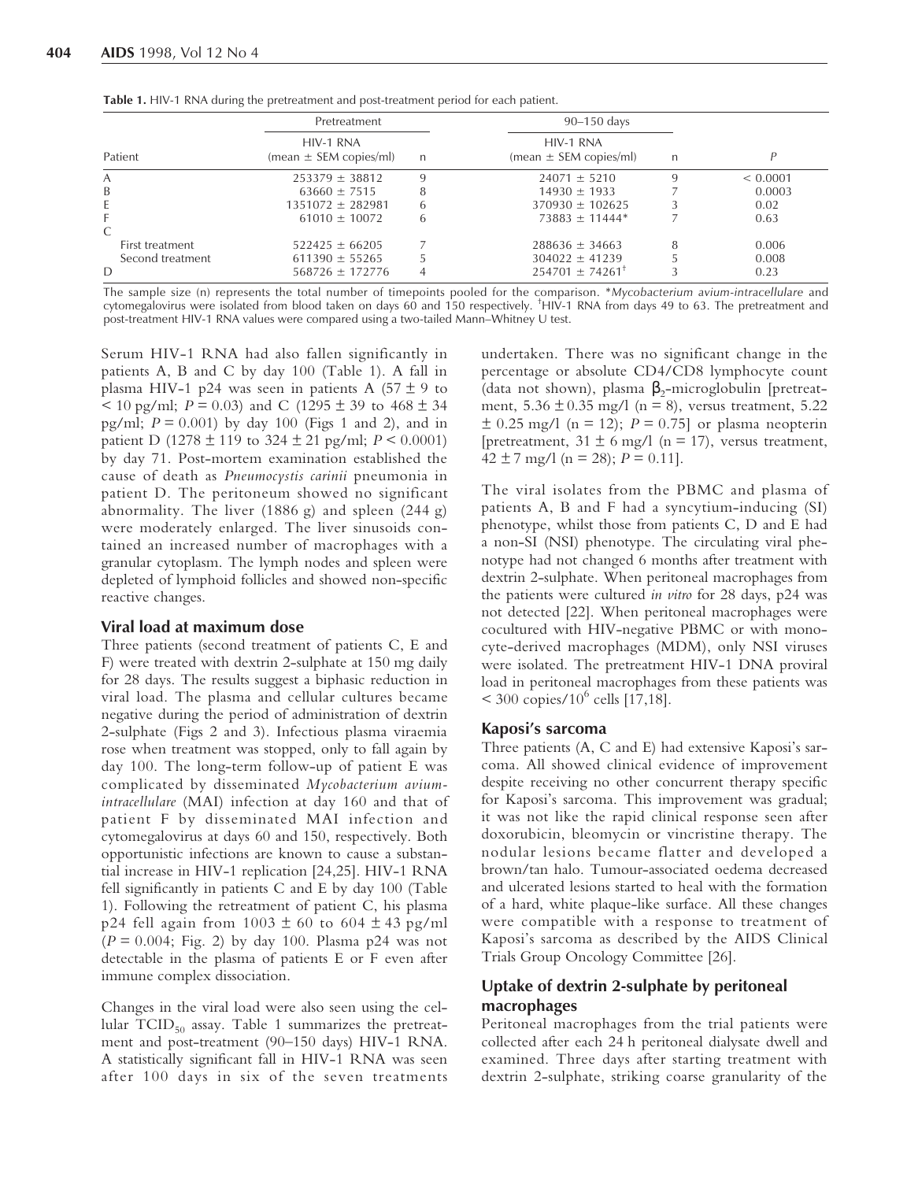**Table 1.** HIV-1 RNA during the pretreatment and post-treatment period for each patient.

| Patient | Pretreatment | | 90–150 days | | |
|---|---|---|---|---|---|
| | HIV-1 RNA (mean ± SEM copies/ml) | n | HIV-1 RNA (mean ± SEM copies/ml) | n | P |
| A | 253379 ± 38812 | 9 | 24071 ± 5210 | 9 | < 0.0001 |
| B | 63660 ± 7515 | 8 | 14930 ± 1933 | 7 | 0.0003 |
| E | 1351072 ± 282981 | 6 | 370930 ± 102625 | 3 | 0.02 |
| F | 61010 ± 10072 | 6 | 73883 ± 11444* | 7 | 0.63 |
| C | | | | | |
| First treatment | 522425 ± 66205 | 7 | 288636 ± 34663 | 8 | 0.006 |
| Second treatment | 611390 ± 55265 | 5 | 304022 ± 41239 | 5 | 0.008 |
| D | 568726 ± 172776 | 4 | 254701 ± 74261[†] | 3 | 0.23 |

The sample size (n) represents the total number of timepoints pooled for the comparison. **Mycobacterium avium-intracellulare* and cytomegalovirus were isolated from blood taken on days 60 and 150 respectively. [†]HIV-1 RNA from days 49 to 63. The pretreatment and post-treatment HIV-1 RNA values were compared using a two-tailed Mann–Whitney U test.

Serum HIV-1 RNA had also fallen significantly in patients A, B and C by day 100 (Table 1). A fall in plasma HIV-1 p24 was seen in patients A (57 ± 9 to < 10 pg/ml; $P = 0.03$) and C (1295 ± 39 to 468 ± 34 pg/ml; $P = 0.001$) by day 100 (Figs 1 and 2), and in patient D (1278 ± 119 to 324 ± 21 pg/ml; $P < 0.0001$) by day 71. Post-mortem examination established the cause of death as *Pneumocystis carinii* pneumonia in patient D. The peritoneum showed no significant abnormality. The liver (1886 g) and spleen (244 g) were moderately enlarged. The liver sinusoids contained an increased number of macrophages with a granular cytoplasm. The lymph nodes and spleen were depleted of lymphoid follicles and showed non-specific reactive changes.

### Viral load at maximum dose

Three patients (second treatment of patients C, E and F) were treated with dextrin 2-sulphate at 150 mg daily for 28 days. The results suggest a biphasic reduction in viral load. The plasma and cellular cultures became negative during the period of administration of dextrin 2-sulphate (Figs 2 and 3). Infectious plasma viraemia rose when treatment was stopped, only to fall again by day 100. The long-term follow-up of patient E was complicated by disseminated *Mycobacterium avium-intracellulare* (MAI) infection at day 160 and that of patient F by disseminated MAI infection and cytomegalovirus at days 60 and 150, respectively. Both opportunistic infections are known to cause a substantial increase in HIV-1 replication [24,25]. HIV-1 RNA fell significantly in patients C and E by day 100 (Table 1). Following the retreatment of patient C, his plasma p24 fell again from 1003 ± 60 to 604 ± 43 pg/ml ($P = 0.004$; Fig. 2) by day 100. Plasma p24 was not detectable in the plasma of patients E or F even after immune complex dissociation.

Changes in the viral load were also seen using the cellular $TCID_{50}$ assay. Table 1 summarizes the pretreatment and post-treatment (90–150 days) HIV-1 RNA. A statistically significant fall in HIV-1 RNA was seen after 100 days in six of the seven treatments undertaken. There was no significant change in the percentage or absolute CD4/CD8 lymphocyte count (data not shown), plasma $\beta_2$-microglobulin [pretreatment, 5.36 ± 0.35 mg/l (n = 8), versus treatment, 5.22 ± 0.25 mg/l (n = 12); $P = 0.75$] or plasma neopterin [pretreatment, 31 ± 6 mg/l (n = 17), versus treatment, 42 ± 7 mg/l (n = 28); $P = 0.11$].

The viral isolates from the PBMC and plasma of patients A, B and F had a syncytium-inducing (SI) phenotype, whilst those from patients C, D and E had a non-SI (NSI) phenotype. The circulating viral phenotype had not changed 6 months after treatment with dextrin 2-sulphate. When peritoneal macrophages from the patients were cultured *in vitro* for 28 days, p24 was not detected [22]. When peritoneal macrophages were cocultured with HIV-negative PBMC or with monocyte-derived macrophages (MDM), only NSI viruses were isolated. The pretreatment HIV-1 DNA proviral load in peritoneal macrophages from these patients was $< 300$ copies/$10^6$ cells [17,18].

### Kaposi's sarcoma

Three patients (A, C and E) had extensive Kaposi's sarcoma. All showed clinical evidence of improvement despite receiving no other concurrent therapy specific for Kaposi's sarcoma. This improvement was gradual; it was not like the rapid clinical response seen after doxorubicin, bleomycin or vincristine therapy. The nodular lesions became flatter and developed a brown/tan halo. Tumour-associated oedema decreased and ulcerated lesions started to heal with the formation of a hard, white plaque-like surface. All these changes were compatible with a response to treatment of Kaposi's sarcoma as described by the AIDS Clinical Trials Group Oncology Committee [26].

### Uptake of dextrin 2-sulphate by peritoneal macrophages

Peritoneal macrophages from the trial patients were collected after each 24 h peritoneal dialysate dwell and examined. Three days after starting treatment with dextrin 2-sulphate, striking coarse granularity of the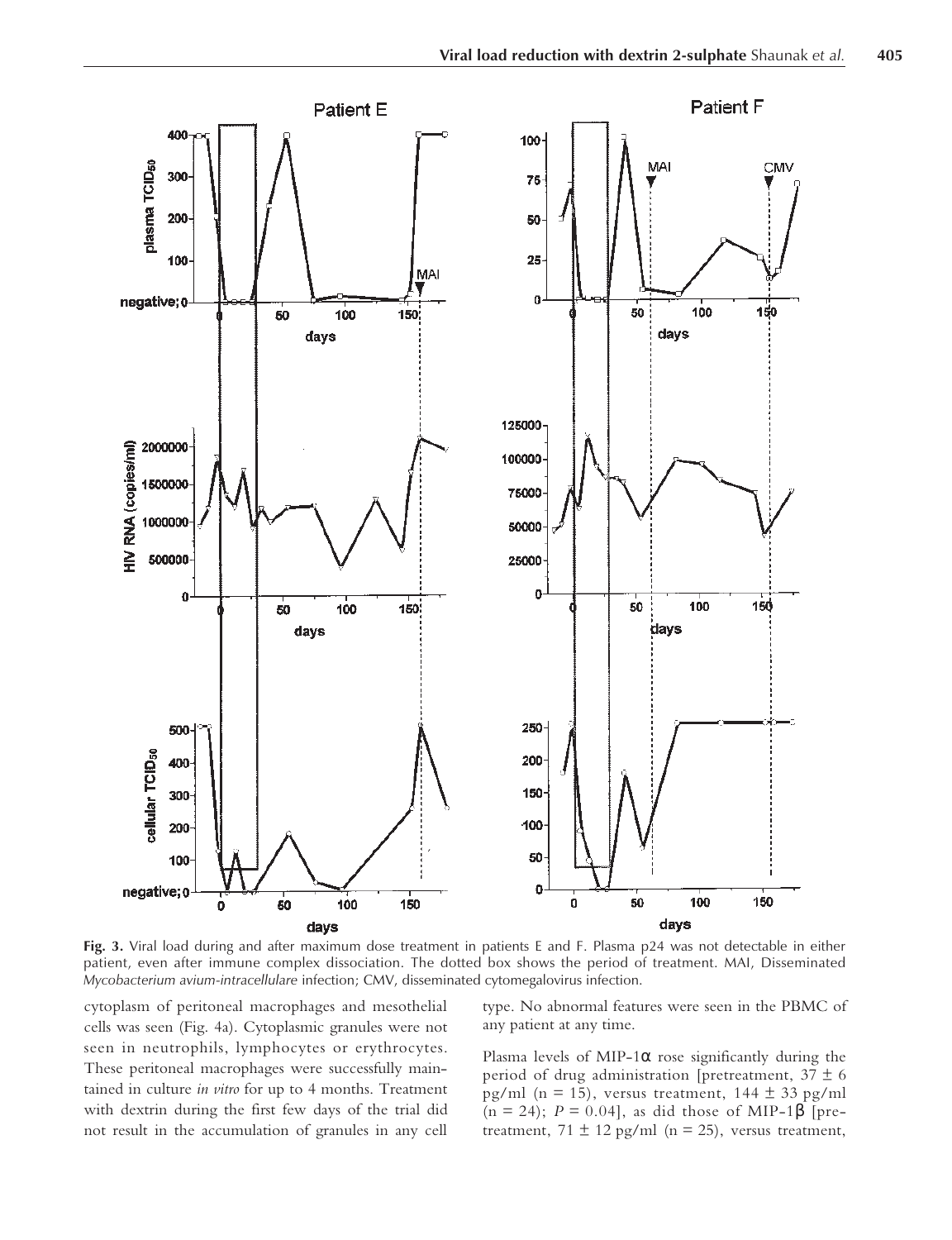**Fig. 3.** Viral load during and after maximum dose treatment in patients E and F. Plasma p24 was not detectable in either patient, even after immune complex dissociation. The dotted box shows the period of treatment. MAI, Disseminated *Mycobacterium avium-intracellulare* infection; CMV, disseminated cytomegalovirus infection.

cytoplasm of peritoneal macrophages and mesothelial cells was seen (Fig. 4a). Cytoplasmic granules were not seen in neutrophils, lymphocytes or erythrocytes. These peritoneal macrophages were successfully maintained in culture *in vitro* for up to 4 months. Treatment with dextrin during the first few days of the trial did not result in the accumulation of granules in any cell type. No abnormal features were seen in the PBMC of any patient at any time.

Plasma levels of MIP-1α rose significantly during the period of drug administration [pretreatment, 37 ± 6 pg/ml (n = 15), versus treatment, 144 ± 33 pg/ml (n = 24); $P = 0.04$], as did those of MIP-1β [pretreatment, 71 ± 12 pg/ml (n = 25), versus treatment,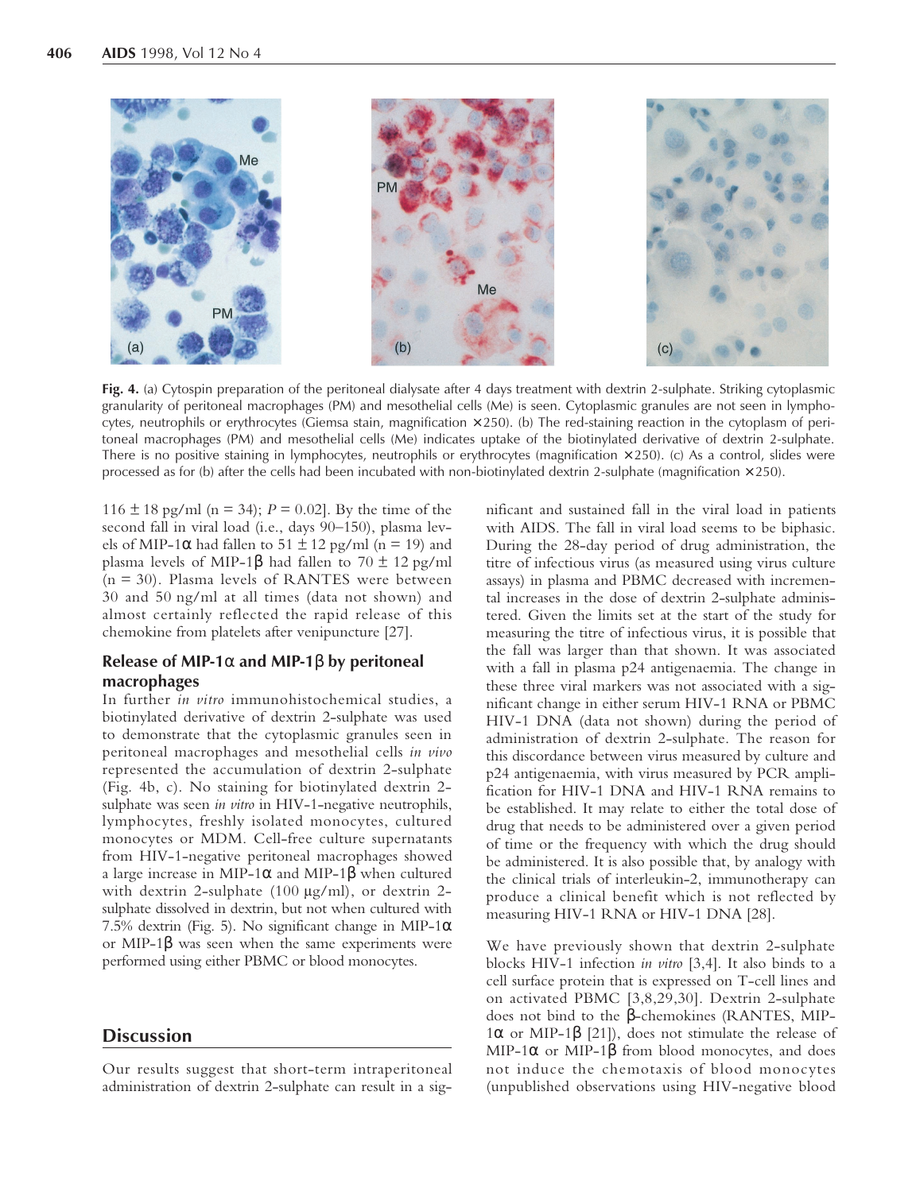**Fig. 4.** (a) Cytospin preparation of the peritoneal dialysate after 4 days treatment with dextrin 2-sulphate. Striking cytoplasmic granularity of peritoneal macrophages (PM) and mesothelial cells (Me) is seen. Cytoplasmic granules are not seen in lymphocytes, neutrophils or erythrocytes (Giemsa stain, magnification ×250). (b) The red-staining reaction in the cytoplasm of peritoneal macrophages (PM) and mesothelial cells (Me) indicates uptake of the biotinylated derivative of dextrin 2-sulphate. There is no positive staining in lymphocytes, neutrophils or erythrocytes (magnification ×250). (c) As a control, slides were processed as for (b) after the cells had been incubated with non-biotinylated dextrin 2-sulphate (magnification ×250).

116 ± 18 pg/ml ($n = 34$); $P = 0.02$]. By the time of the second fall in viral load (i.e., days 90–150), plasma levels of MIP-1α had fallen to 51 ± 12 pg/ml ($n = 19$) and plasma levels of MIP-1β had fallen to 70 ± 12 pg/ml ($n = 30$). Plasma levels of RANTES were between 30 and 50 ng/ml at all times (data not shown) and almost certainly reflected the rapid release of this chemokine from platelets after venipuncture [27].

### Release of MIP-1α and MIP-1β by peritoneal macrophages

In further *in vitro* immunohistochemical studies, a biotinylated derivative of dextrin 2-sulphate was used to demonstrate that the cytoplasmic granules seen in peritoneal macrophages and mesothelial cells *in vivo* represented the accumulation of dextrin 2-sulphate (Fig. 4b, c). No staining for biotinylated dextrin 2-sulphate was seen *in vitro* in HIV-1-negative neutrophils, lymphocytes, freshly isolated monocytes, cultured monocytes or MDM. Cell-free culture supernatants from HIV-1-negative peritoneal macrophages showed a large increase in MIP-1α and MIP-1β when cultured with dextrin 2-sulphate (100 μg/ml), or dextrin 2-sulphate dissolved in dextrin, but not when cultured with 7.5% dextrin (Fig. 5). No significant change in MIP-1α or MIP-1β was seen when the same experiments were performed using either PBMC or blood monocytes.

## Discussion

Our results suggest that short-term intraperitoneal administration of dextrin 2-sulphate can result in a significant and sustained fall in the viral load in patients with AIDS. The fall in viral load seems to be biphasic. During the 28-day period of drug administration, the titre of infectious virus (as measured using virus culture assays) in plasma and PBMC decreased with incremental increases in the dose of dextrin 2-sulphate administered. Given the limits set at the start of the study for measuring the titre of infectious virus, it is possible that the fall was larger than that shown. It was associated with a fall in plasma p24 antigenaemia. The change in these three viral markers was not associated with a significant change in either serum HIV-1 RNA or PBMC HIV-1 DNA (data not shown) during the period of administration of dextrin 2-sulphate. The reason for this discordance between virus measured by culture and p24 antigenaemia, with virus measured by PCR amplification for HIV-1 DNA and HIV-1 RNA remains to be established. It may relate to either the total dose of drug that needs to be administered over a given period of time or the frequency with which the drug should be administered. It is also possible that, by analogy with the clinical trials of interleukin-2, immunotherapy can produce a clinical benefit which is not reflected by measuring HIV-1 RNA or HIV-1 DNA [28].

We have previously shown that dextrin 2-sulphate blocks HIV-1 infection *in vitro* [3,4]. It also binds to a cell surface protein that is expressed on T-cell lines and on activated PBMC [3,8,29,30]. Dextrin 2-sulphate does not bind to the β-chemokines (RANTES, MIP-1α or MIP-1β [21]), does not stimulate the release of MIP-1α or MIP-1β from blood monocytes, and does not induce the chemotaxis of blood monocytes (unpublished observations using HIV-negative blood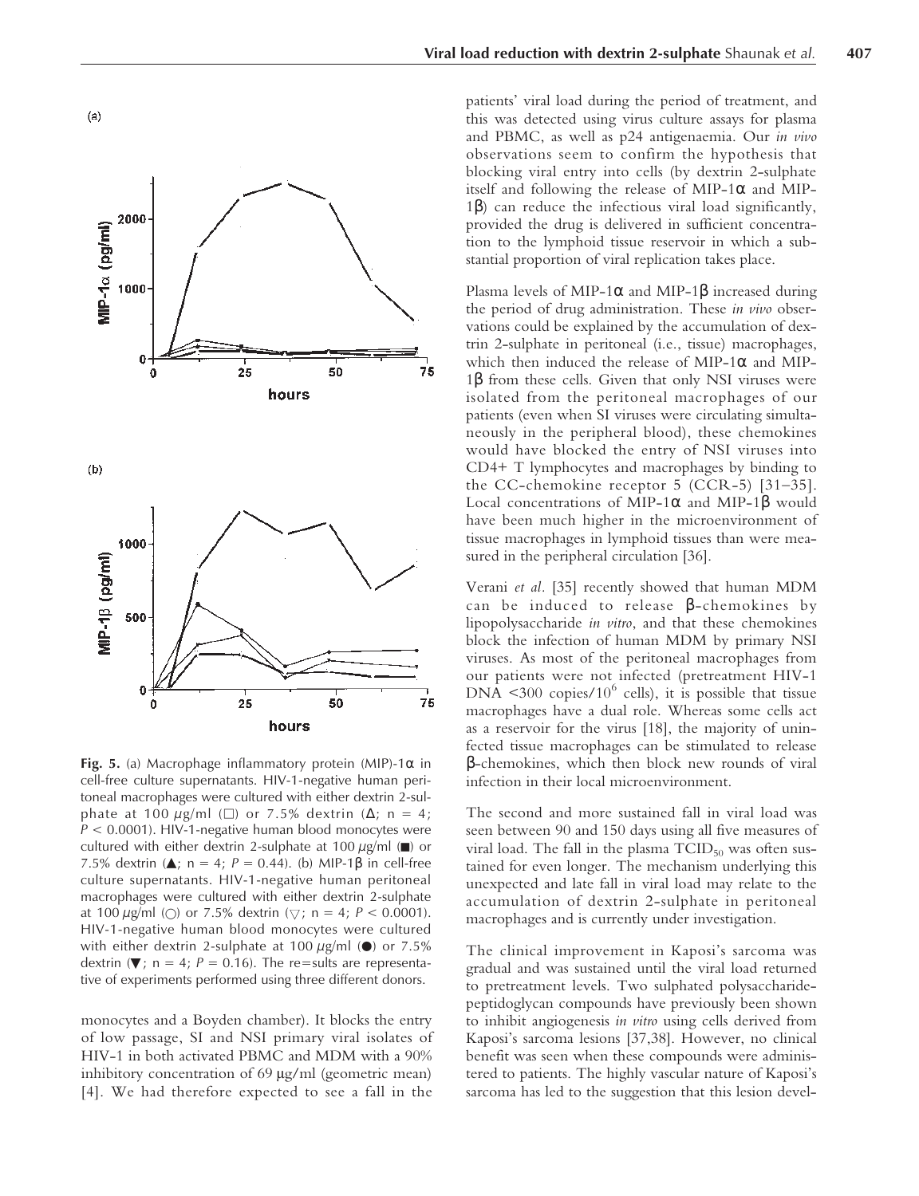**Fig. 5.** (a) Macrophage inflammatory protein (MIP)-1α in cell-free culture supernatants. HIV-1-negative human peritoneal macrophages were cultured with either dextrin 2-sulphate at 100 μg/ml (□) or 7.5% dextrin (Δ; n = 4; $P < 0.0001$). HIV-1-negative human blood monocytes were cultured with either dextrin 2-sulphate at 100 μg/ml (■) or 7.5% dextrin (▲; n = 4; $P = 0.44$). (b) MIP-1β in cell-free culture supernatants. HIV-1-negative human peritoneal macrophages were cultured with either dextrin 2-sulphate at 100 μg/ml (○) or 7.5% dextrin (▽; n = 4; $P < 0.0001$). HIV-1-negative human blood monocytes were cultured with either dextrin 2-sulphate at 100 μg/ml (●) or 7.5% dextrin (▼; n = 4; $P = 0.16$). The re=sults are representative of experiments performed using three different donors.

monocytes and a Boyden chamber). It blocks the entry of low passage, SI and NSI primary viral isolates of HIV-1 in both activated PBMC and MDM with a 90% inhibitory concentration of 69 μg/ml (geometric mean) [4]. We had therefore expected to see a fall in the patients' viral load during the period of treatment, and this was detected using virus culture assays for plasma and PBMC, as well as p24 antigenaemia. Our *in vivo* observations seem to confirm the hypothesis that blocking viral entry into cells (by dextrin 2-sulphate itself and following the release of MIP-1α and MIP-1β) can reduce the infectious viral load significantly, provided the drug is delivered in sufficient concentration to the lymphoid tissue reservoir in which a substantial proportion of viral replication takes place.

Plasma levels of MIP-1α and MIP-1β increased during the period of drug administration. These *in vivo* observations could be explained by the accumulation of dextrin 2-sulphate in peritoneal (i.e., tissue) macrophages, which then induced the release of MIP-1α and MIP-1β from these cells. Given that only NSI viruses were isolated from the peritoneal macrophages of our patients (even when SI viruses were circulating simultaneously in the peripheral blood), these chemokines would have blocked the entry of NSI viruses into CD4+ T lymphocytes and macrophages by binding to the CC-chemokine receptor 5 (CCR-5) [31–35]. Local concentrations of MIP-1α and MIP-1β would have been much higher in the microenvironment of tissue macrophages in lymphoid tissues than were measured in the peripheral circulation [36].

Verani *et al.* [35] recently showed that human MDM can be induced to release β-chemokines by lipopolysaccharide *in vitro*, and that these chemokines block the infection of human MDM by primary NSI viruses. As most of the peritoneal macrophages from our patients were not infected (pretreatment HIV-1 DNA <300 copies/$10^6$ cells), it is possible that tissue macrophages have a dual role. Whereas some cells act as a reservoir for the virus [18], the majority of uninfected tissue macrophages can be stimulated to release β-chemokines, which then block new rounds of viral infection in their local microenvironment.

The second and more sustained fall in viral load was seen between 90 and 150 days using all five measures of viral load. The fall in the plasma $TCID_{50}$ was often sustained for even longer. The mechanism underlying this unexpected and late fall in viral load may relate to the accumulation of dextrin 2-sulphate in peritoneal macrophages and is currently under investigation.

The clinical improvement in Kaposi's sarcoma was gradual and was sustained until the viral load returned to pretreatment levels. Two sulphated polysaccharide-peptidoglycan compounds have previously been shown to inhibit angiogenesis *in vitro* using cells derived from Kaposi's sarcoma lesions [37,38]. However, no clinical benefit was seen when these compounds were administered to patients. The highly vascular nature of Kaposi's sarcoma has led to the suggestion that this lesion devel-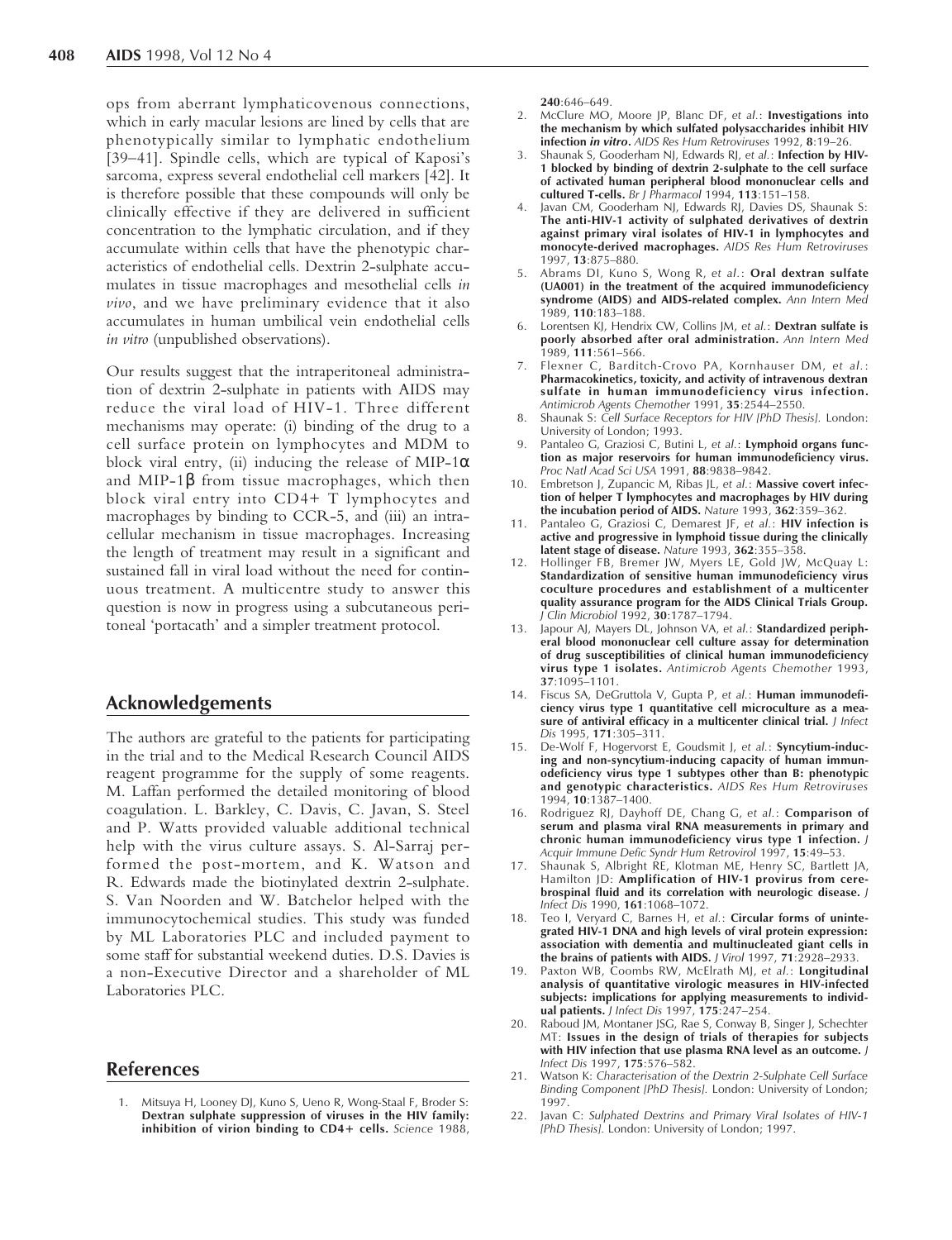ops from aberrant lymphaticovenous connections, which in early macular lesions are lined by cells that are phenotypically similar to lymphatic endothelium [39–41]. Spindle cells, which are typical of Kaposi's sarcoma, express several endothelial cell markers [42]. It is therefore possible that these compounds will only be clinically effective if they are delivered in sufficient concentration to the lymphatic circulation, and if they accumulate within cells that have the phenotypic characteristics of endothelial cells. Dextrin 2-sulphate accumulates in tissue macrophages and mesothelial cells *in vivo*, and we have preliminary evidence that it also accumulates in human umbilical vein endothelial cells *in vitro* (unpublished observations).

Our results suggest that the intraperitoneal administration of dextrin 2-sulphate in patients with AIDS may reduce the viral load of HIV-1. Three different mechanisms may operate: (i) binding of the drug to a cell surface protein on lymphocytes and MDM to block viral entry, (ii) inducing the release of MIP-1$\alpha$ and MIP-1$\beta$ from tissue macrophages, which then block viral entry into CD4+ T lymphocytes and macrophages by binding to CCR-5, and (iii) an intracellular mechanism in tissue macrophages. Increasing the length of treatment may result in a significant and sustained fall in viral load without the need for continuous treatment. A multicentre study to answer this question is now in progress using a subcutaneous peritoneal 'portacath' and a simpler treatment protocol.

## Acknowledgements

The authors are grateful to the patients for participating in the trial and to the Medical Research Council AIDS reagent programme for the supply of some reagents. M. Laffan performed the detailed monitoring of blood coagulation. L. Barkley, C. Davis, C. Javan, S. Steel and P. Watts provided valuable additional technical help with the virus culture assays. S. Al-Sarraj performed the post-mortem, and K. Watson and R. Edwards made the biotinylated dextrin 2-sulphate. S. Van Noorden and W. Batchelor helped with the immunocytochemical studies. This study was funded by ML Laboratories PLC and included payment to some staff for substantial weekend duties. D.S. Davies is a non-Executive Director and a shareholder of ML Laboratories PLC.

## References

1. Mitsuya H, Looney DJ, Kuno S, Ueno R, Wong-Staal F, Broder S: **Dextran sulphate suppression of viruses in the HIV family: inhibition of virion binding to CD4+ cells.** *Science* 1988, **240**:646–649.
2. McClure MO, Moore JP, Blanc DF, *et al.*: **Investigations into the mechanism by which sulfated polysaccharides inhibit HIV infection *in vitro*.** *AIDS Res Hum Retroviruses* 1992, **8**:19–26.
3. Shaunak S, Gooderham NJ, Edwards RJ, *et al.*: **Infection by HIV-1 blocked by binding of dextrin 2-sulphate to the cell surface of activated human peripheral blood mononuclear cells and cultured T-cells.** *Br J Pharmacol* 1994, **113**:151–158.
4. Javan CM, Gooderham NJ, Edwards RJ, Davies DS, Shaunak S: **The anti-HIV-1 activity of sulphated derivatives of dextrin against primary viral isolates of HIV-1 in lymphocytes and monocyte-derived macrophages.** *AIDS Res Hum Retroviruses* 1997, **13**:875–880.
5. Abrams DI, Kuno S, Wong R, *et al.*: **Oral dextran sulfate (UA001) in the treatment of the acquired immunodeficiency syndrome (AIDS) and AIDS-related complex.** *Ann Intern Med* 1989, **110**:183–188.
6. Lorentsen KJ, Hendrix CW, Collins JM, *et al.*: **Dextran sulfate is poorly absorbed after oral administration.** *Ann Intern Med* 1989, **111**:561–566.
7. Flexner C, Barditch-Crovo PA, Kornhauser DM, *et al.*: **Pharmacokinetics, toxicity, and activity of intravenous dextran sulfate in human immunodeficiency virus infection.** *Antimicrob Agents Chemother* 1991, **35**:2544–2550.
8. Shaunak S: *Cell Surface Receptors for HIV [PhD Thesis].* London: University of London; 1993.
9. Pantaleo G, Graziosi C, Butini L, *et al.*: **Lymphoid organs function as major reservoirs for human immunodeficiency virus.** *Proc Natl Acad Sci USA* 1991, **88**:9838–9842.
10. Embretson J, Zupancic M, Ribas JL, *et al.*: **Massive covert infection of helper T lymphocytes and macrophages by HIV during the incubation period of AIDS.** *Nature* 1993, **362**:359–362.
11. Pantaleo G, Graziosi C, Demarest JF, *et al.*: **HIV infection is active and progressive in lymphoid tissue during the clinically latent stage of disease.** *Nature* 1993, **362**:355–358.
12. Hollinger FB, Bremer JW, Myers LE, Gold JW, McQuay L: **Standardization of sensitive human immunodeficiency virus coculture procedures and establishment of a multicenter quality assurance program for the AIDS Clinical Trials Group.** *J Clin Microbiol* 1992, **30**:1787–1794.
13. Japour AJ, Mayers DL, Johnson VA, *et al.*: **Standardized peripheral blood mononuclear cell culture assay for determination of drug susceptibilities of clinical human immunodeficiency virus type 1 isolates.** *Antimicrob Agents Chemother* 1993, **37**:1095–1101.
14. Fiscus SA, DeGruttola V, Gupta P, *et al.*: **Human immunodeficiency virus type 1 quantitative cell microculture as a measure of antiviral efficacy in a multicenter clinical trial.** *J Infect Dis* 1995, **171**:305–311.
15. De-Wolf F, Hogervorst E, Goudsmit J, *et al.*: **Syncytium-inducing and non-syncytium-inducing capacity of human immunodeficiency virus type 1 subtypes other than B: phenotypic and genotypic characteristics.** *AIDS Res Hum Retroviruses* 1994, **10**:1387–1400.
16. Rodriguez RJ, Dayhoff DE, Chang G, *et al.*: **Comparison of serum and plasma viral RNA measurements in primary and chronic human immunodeficiency virus type 1 infection.** *J Acquir Immune Defic Syndr Hum Retrovirol* 1997, **15**:49–53.
17. Shaunak S, Albright RE, Klotman ME, Henry SC, Bartlett JA, Hamilton JD: **Amplification of HIV-1 provirus from cerebrospinal fluid and its correlation with neurologic disease.** *J Infect Dis* 1990, **161**:1068–1072.
18. Teo I, Veryard C, Barnes H, *et al.*: **Circular forms of unintegrated HIV-1 DNA and high levels of viral protein expression: association with dementia and multinucleated giant cells in the brains of patients with AIDS.** *J Virol* 1997, **71**:2928–2933.
19. Paxton WB, Coombs RW, McElrath MJ, *et al.*: **Longitudinal analysis of quantitative virologic measures in HIV-infected subjects: implications for applying measurements to individual patients.** *J Infect Dis* 1997, **175**:247–254.
20. Raboud JM, Montaner JSG, Rae S, Conway B, Singer J, Schechter MT: **Issues in the design of trials of therapies for subjects with HIV infection that use plasma RNA level as an outcome.** *J Infect Dis* 1997, **175**:576–582.
21. Watson K: *Characterisation of the Dextrin 2-Sulphate Cell Surface Binding Component [PhD Thesis].* London: University of London; 1997.
22. Javan C: *Sulphated Dextrins and Primary Viral Isolates of HIV-1 [PhD Thesis].* London: University of London; 1997.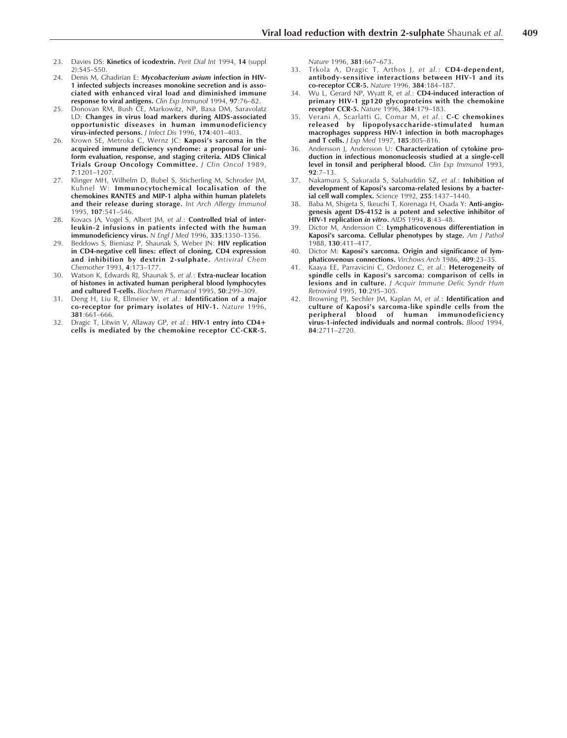23. Davies DS: **Kinetics of icodextrin.** *Perit Dial Int* 1994, **14** (suppl 2):S45–S50.
24. Denis M, Ghadirian E: ***Mycobacterium avium* infection in HIV-1 infected subjects increases monokine secretion and is associated with enhanced viral load and diminished immune response to viral antigens.** *Clin Exp Immunol* 1994, **97**:76–82.
25. Donovan RM, Bush CE, Markowitz, NP, Baxa DM, Saravolatz LD: **Changes in virus load markers during AIDS-associated opportunistic diseases in human immunodeficiency virus-infected persons.** *J Infect Dis* 1996, **174**:401–403.
26. Krown SE, Metroka C, Wernz JC: **Kaposi's sarcoma in the acquired immune deficiency syndrome: a proposal for uniform evaluation, response, and staging criteria. AIDS Clinical Trials Group Oncology Committee.** *J Clin Oncol* 1989, **7**:1201–1207.
27. Klinger MH, Wilhelm D, Bubel S, Sticherling M, Schroder JM, Kuhnel W: **Immunocytochemical localisation of the chemokines RANTES and MIP-1 alpha within human platelets and their release during storage.** *Int Arch Allergy Immunol* 1995, **107**:541–546.
28. Kovacs JA, Vogel S, Albert JM, *et al.*: **Controlled trial of interleukin-2 infusions in patients infected with the human immunodeficiency virus.** *N Engl J Med* 1996, **335**:1350–1356.
29. Beddows S, Bieniasz P, Shaunak S, Weber JN: **HIV replication in CD4-negative cell lines: effect of cloning, CD4 expression and inhibition by dextrin 2-sulphate.** *Antiviral Chem Chemother* 1993, **4**:173–177.
30. Watson K, Edwards RJ, Shaunak S, *et al.*: **Extra-nuclear location of histones in activated human peripheral blood lymphocytes and cultured T-cells.** *Biochem Pharmacol* 1995, **50**:299–309.
31. Deng H, Liu R, Ellmeier W, *et al.*: **Identification of a major co-receptor for primary isolates of HIV-1.** *Nature* 1996, **381**:661–666.
32. Dragic T, Litwin V, Allaway GP, *et al.*: **HIV-1 entry into CD4+ cells is mediated by the chemokine receptor CC-CKR-5.** *Nature* 1996, **381**:667–673.
33. Trkola A, Dragic T, Arthos J, *et al.*: **CD4-dependent, antibody-sensitive interactions between HIV-1 and its co-receptor CCR-5.** *Nature* 1996, **384**:184–187.
34. Wu L, Gerard NP, Wyatt R, *et al.*: **CD4-induced interaction of primary HIV-1 gp120 glycoproteins with the chemokine receptor CCR-5.** *Nature* 1996, **384**:179–183.
35. Verani A, Scarlatti G, Comar M, *et al.*: **C-C chemokines released by lipopolysaccharide-stimulated human macrophages suppress HIV-1 infection in both macrophages and T cells.** *J Exp Med* 1997, **185**:805–816.
36. Andersson J, Andersson U: **Characterization of cytokine production in infectious mononucleosis studied at a single-cell level in tonsil and peripheral blood.** *Clin Exp Immunol* 1993, **92**:7–13.
37. Nakamura S, Sakurada S, Salahuddin SZ, *et al.*: **Inhibition of development of Kaposi's sarcoma-related lesions by a bacterial cell wall complex.** *Science* 1992, **255**:1437–1440.
38. Baba M, Shigeta S, Ikeuchi T, Korenaga H, Osada Y: **Anti-angiogenesis agent DS-4152 is a potent and selective inhibitor of HIV-1 replication *in vitro*.** *AIDS* 1994, **8**:43–48.
39. Dictor M, Andersson C: **Lymphaticovenous differentiation in Kaposi's sarcoma. Cellular phenotypes by stage.** *Am J Pathol* 1988, **130**:411–417.
40. Dictor M: **Kaposi's sarcoma. Origin and significance of lymphaticovenous connections.** *Virchows Arch* 1986, **409**:23–35.
41. Kaaya EE, Parravicini C, Ordonez C, *et al.*: **Heterogeneity of spindle cells in Kaposi's sarcoma: comparison of cells in lesions and in culture.** *J Acquir Immune Defic Syndr Hum Retrovirol* 1995, **10**:295–305.
42. Browning PJ, Sechler JM, Kaplan M, *et al.*: **Identification and culture of Kaposi's sarcoma-like spindle cells from the peripheral blood of human immunodeficiency virus-1-infected individuals and normal controls.** *Blood* 1994, **84**:2711–2720.